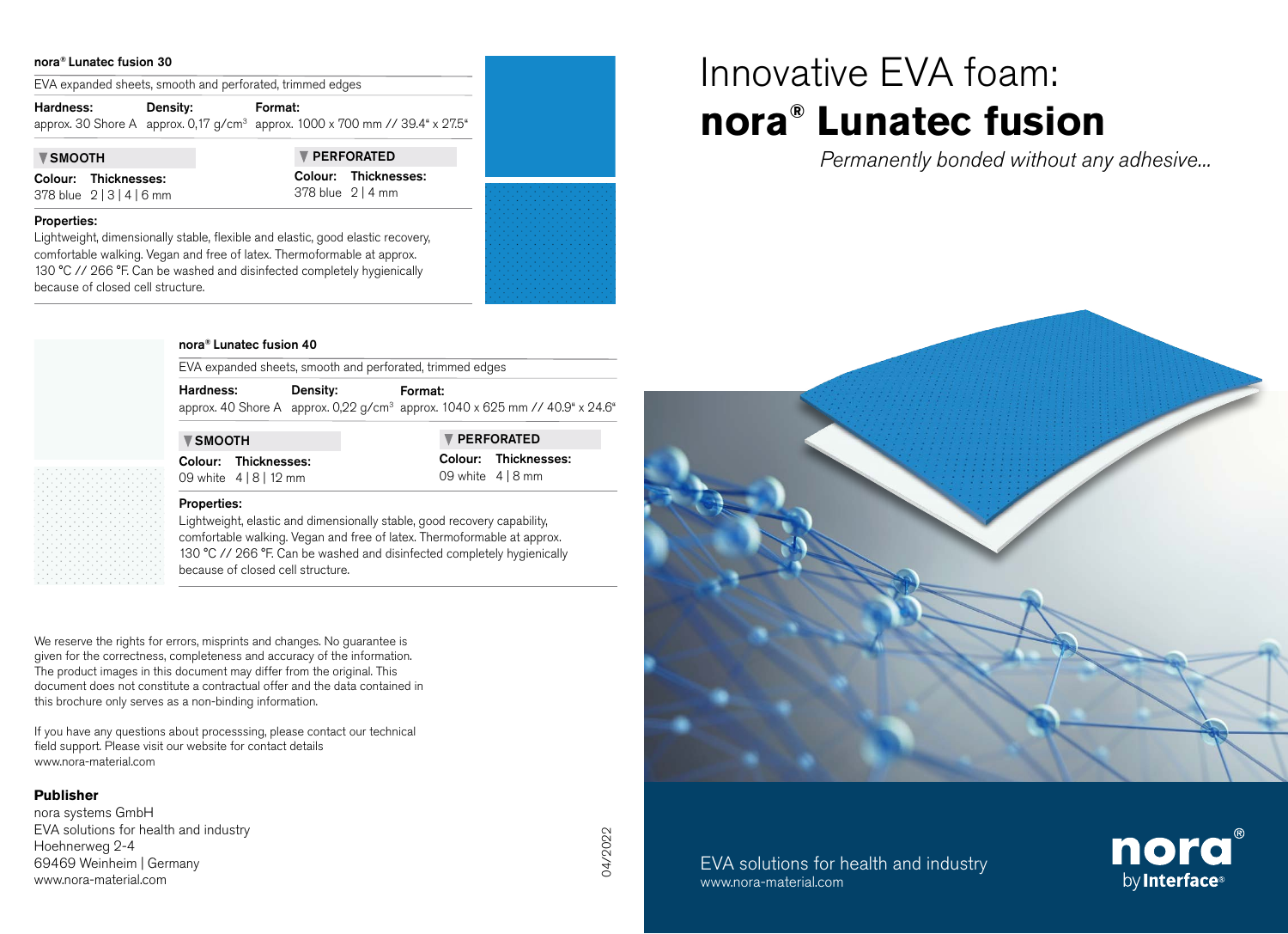# Innovative EVA foam: **nora® Lunatec fusion**

*Permanently bonded without any adhesive...*

EVA solutions for health and industry
www.nora-material.com

## nora® Lunatec fusion 30

EVA expanded sheets, smooth and perforated, trimmed edges

| Hardness: | Density: | Format: |
|---|---|---|
| approx. 30 Shore A | approx. 0,17 g/cm³ | approx. 1000 x 700 mm // 39.4" x 27.5" |

**▼ SMOOTH**

| Colour: | Thicknesses: |
|---|---|
| 378 blue | 2 \| 3 \| 4 \| 6 mm |

**▼ PERFORATED**

| Colour: | Thicknesses: |
|---|---|
| 378 blue | 2 \| 4 mm |

**Properties:**
Lightweight, dimensionally stable, flexible and elastic, good elastic recovery, comfortable walking. Vegan and free of latex. Thermoformable at approx. 130 °C // 266 °F. Can be washed and disinfected completely hygienically because of closed cell structure.

## nora® Lunatec fusion 40

EVA expanded sheets, smooth and perforated, trimmed edges

| Hardness: | Density: | Format: |
|---|---|---|
| approx. 40 Shore A | approx. 0,22 g/cm³ | approx. 1040 x 625 mm // 40.9" x 24.6" |

**▼ SMOOTH**

| Colour: | Thicknesses: |
|---|---|
| 09 white | 4 \| 8 \| 12 mm |

**▼ PERFORATED**

| Colour: | Thicknesses: |
|---|---|
| 09 white | 4 \| 8 mm |

**Properties:**
Lightweight, elastic and dimensionally stable, good recovery capability, comfortable walking. Vegan and free of latex. Thermoformable at approx. 130 °C // 266 °F. Can be washed and disinfected completely hygienically because of closed cell structure.

We reserve the rights for errors, misprints and changes. No guarantee is given for the correctness, completeness and accuracy of the information. The product images in this document may differ from the original. This document does not constitute a contractual offer and the data contained in this brochure only serves as a non-binding information.

If you have any questions about processsing, please contact our technical field support. Please visit our website for contact details www.nora-material.com

**Publisher**
nora systems GmbH
EVA solutions for health and industry
Hoehnerweg 2-4
69469 Weinheim | Germany
www.nora-material.com

04/2022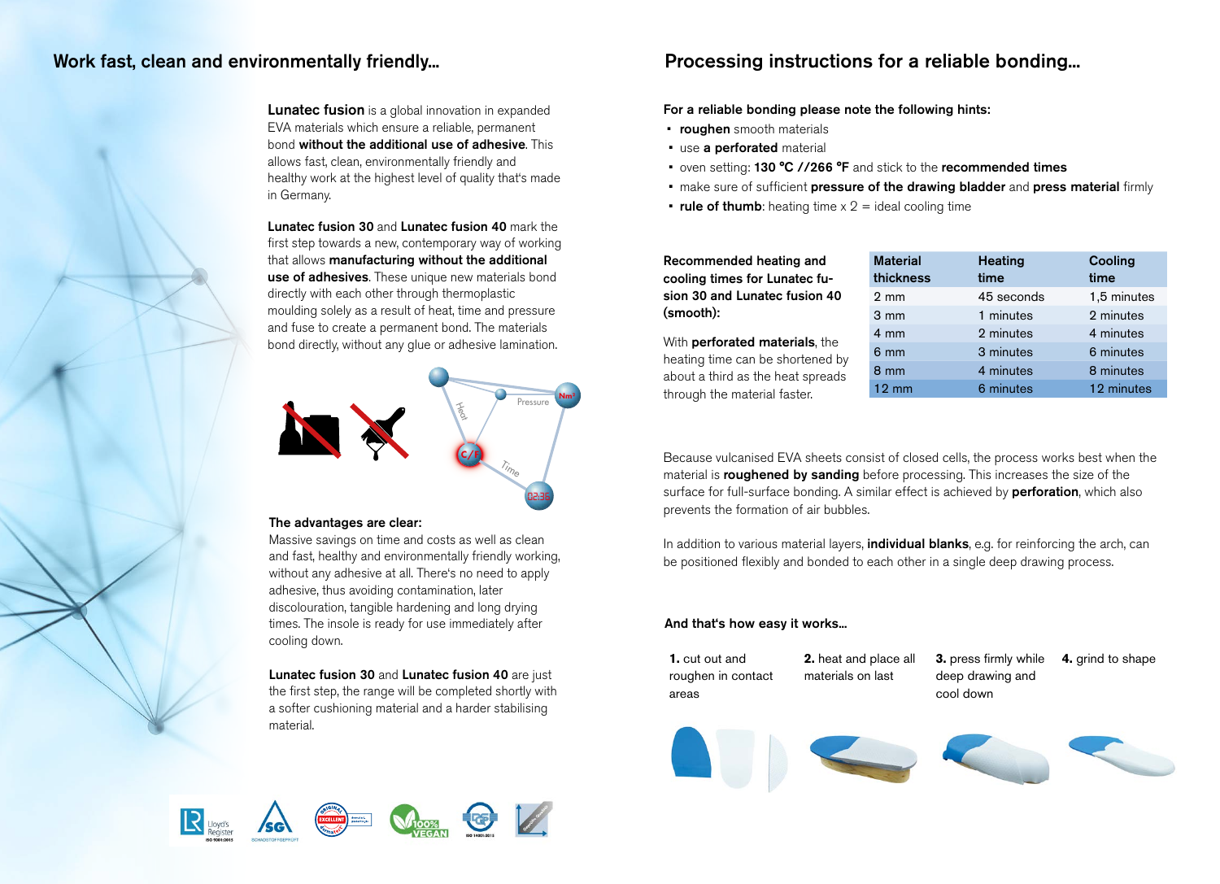## Work fast, clean and environmentally friendly...

**Lunatec fusion** is a global innovation in expanded EVA materials which ensure a reliable, permanent bond **without the additional use of adhesive**. This allows fast, clean, environmentally friendly and healthy work at the highest level of quality that's made in Germany.

**Lunatec fusion 30** and **Lunatec fusion 40** mark the first step towards a new, contemporary way of working that allows **manufacturing without the additional use of adhesives**. These unique new materials bond directly with each other through thermoplastic moulding solely as a result of heat, time and pressure and fuse to create a permanent bond. The materials bond directly, without any glue or adhesive lamination.

Heat

Pressure

Time

Nm²

C/F

02:36

**The advantages are clear:**
Massive savings on time and costs as well as clean and fast, healthy and environmentally friendly working, without any adhesive at all. There's no need to apply adhesive, thus avoiding contamination, later discolouration, tangible hardening and long drying times. The insole is ready for use immediately after cooling down.

**Lunatec fusion 30** and **Lunatec fusion 40** are just the first step, the range will be completed shortly with a softer cushioning material and a harder stabilising material.

## Processing instructions for a reliable bonding...

**For a reliable bonding please note the following hints:**

- **roughen** smooth materials
- use **a perforated** material
- oven setting: **130 °C //266 °F** and stick to the **recommended times**
- make sure of sufficient **pressure of the drawing bladder** and **press material** firmly
- **rule of thumb**: heating time x 2 = ideal cooling time

**Recommended heating and cooling times for Lunatec fusion 30 and Lunatec fusion 40 (smooth):**

With **perforated materials**, the heating time can be shortened by about a third as the heat spreads through the material faster.

| Material thickness | Heating time | Cooling time |
|---|---|---|
| 2 mm | 45 seconds | 1,5 minutes |
| 3 mm | 1 minutes | 2 minutes |
| 4 mm | 2 minutes | 4 minutes |
| 6 mm | 3 minutes | 6 minutes |
| 8 mm | 4 minutes | 8 minutes |
| 12 mm | 6 minutes | 12 minutes |

Because vulcanised EVA sheets consist of closed cells, the process works best when the material is **roughened by sanding** before processing. This increases the size of the surface for full-surface bonding. A similar effect is achieved by **perforation**, which also prevents the formation of air bubbles.

In addition to various material layers, **individual blanks**, e.g. for reinforcing the arch, can be positioned flexibly and bonded to each other in a single deep drawing process.

**And that's how easy it works...**

**1.** cut out and roughen in contact areas

**2.** heat and place all materials on last

**3.** press firmly while deep drawing and cool down

**4.** grind to shape